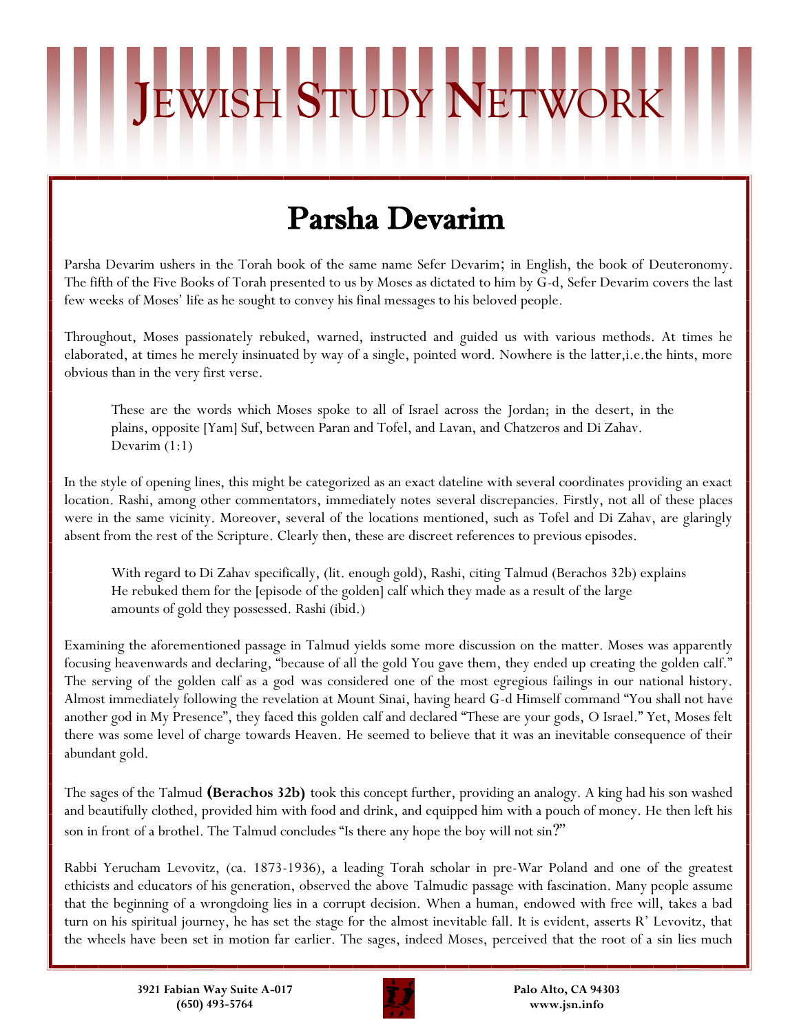# Jewish Study Network

## Parsha Devarim

Parsha Devarim ushers in the Torah book of the same name Sefer Devarim; in English, the book of Deuteronomy. The fifth of the Five Books of Torah presented to us by Moses as dictated to him by G-d, Sefer Devarim covers the last few weeks of Moses' life as he sought to convey his final messages to his beloved people.

Throughout, Moses passionately rebuked, warned, instructed and guided us with various methods. At times he elaborated, at times he merely insinuated by way of a single, pointed word. Nowhere is the latter,i.e.the hints, more obvious than in the very first verse.

> These are the words which Moses spoke to all of Israel across the Jordan; in the desert, in the plains, opposite [Yam] Suf, between Paran and Tofel, and Lavan, and Chatzeros and Di Zahav.
> Devarim (1:1)

In the style of opening lines, this might be categorized as an exact dateline with several coordinates providing an exact location. Rashi, among other commentators, immediately notes several discrepancies. Firstly, not all of these places were in the same vicinity. Moreover, several of the locations mentioned, such as Tofel and Di Zahav, are glaringly absent from the rest of the Scripture. Clearly then, these are discreet references to previous episodes.

> With regard to Di Zahav specifically, (lit. enough gold), Rashi, citing Talmud (Berachos 32b) explains He rebuked them for the [episode of the golden] calf which they made as a result of the large amounts of gold they possessed. Rashi (ibid.)

Examining the aforementioned passage in Talmud yields some more discussion on the matter. Moses was apparently focusing heavenwards and declaring, "because of all the gold You gave them, they ended up creating the golden calf." The serving of the golden calf as a god was considered one of the most egregious failings in our national history. Almost immediately following the revelation at Mount Sinai, having heard G-d Himself command "You shall not have another god in My Presence", they faced this golden calf and declared "These are your gods, O Israel." Yet, Moses felt there was some level of charge towards Heaven. He seemed to believe that it was an inevitable consequence of their abundant gold.

The sages of the Talmud **(Berachos 32b)** took this concept further, providing an analogy. A king had his son washed and beautifully clothed, provided him with food and drink, and equipped him with a pouch of money. He then left his son in front of a brothel. The Talmud concludes "Is there any hope the boy will not sin?"

Rabbi Yerucham Levovitz, (ca. 1873-1936), a leading Torah scholar in pre-War Poland and one of the greatest ethicists and educators of his generation, observed the above Talmudic passage with fascination. Many people assume that the beginning of a wrongdoing lies in a corrupt decision. When a human, endowed with free will, takes a bad turn on his spiritual journey, he has set the stage for the almost inevitable fall. It is evident, asserts R' Levovitz, that the wheels have been set in motion far earlier. The sages, indeed Moses, perceived that the root of a sin lies much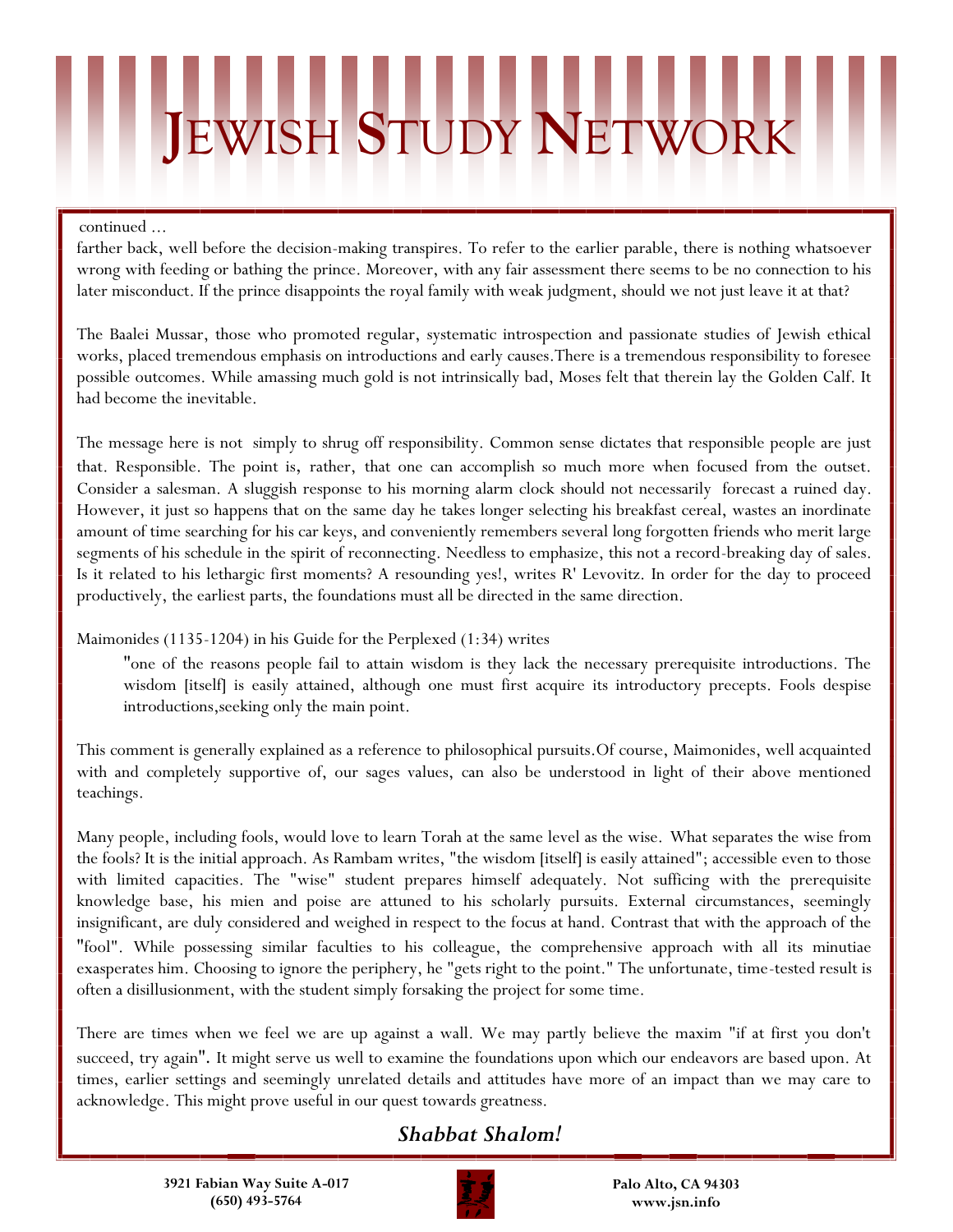# JEWISH STUDY NETWORK

continued ...

farther back, well before the decision-making transpires. To refer to the earlier parable, there is nothing whatsoever wrong with feeding or bathing the prince. Moreover, with any fair assessment there seems to be no connection to his later misconduct. If the prince disappoints the royal family with weak judgment, should we not just leave it at that?

The Baalei Mussar, those who promoted regular, systematic introspection and passionate studies of Jewish ethical works, placed tremendous emphasis on introductions and early causes.There is a tremendous responsibility to foresee possible outcomes. While amassing much gold is not intrinsically bad, Moses felt that therein lay the Golden Calf. It had become the inevitable.

The message here is not simply to shrug off responsibility. Common sense dictates that responsible people are just that. Responsible. The point is, rather, that one can accomplish so much more when focused from the outset. Consider a salesman. A sluggish response to his morning alarm clock should not necessarily forecast a ruined day. However, it just so happens that on the same day he takes longer selecting his breakfast cereal, wastes an inordinate amount of time searching for his car keys, and conveniently remembers several long forgotten friends who merit large segments of his schedule in the spirit of reconnecting. Needless to emphasize, this not a record-breaking day of sales. Is it related to his lethargic first moments? A resounding yes!, writes R' Levovitz. In order for the day to proceed productively, the earliest parts, the foundations must all be directed in the same direction.

Maimonides (1135-1204) in his Guide for the Perplexed (1:34) writes

> "one of the reasons people fail to attain wisdom is they lack the necessary prerequisite introductions. The wisdom [itself] is easily attained, although one must first acquire its introductory precepts. Fools despise introductions,seeking only the main point.

This comment is generally explained as a reference to philosophical pursuits.Of course, Maimonides, well acquainted with and completely supportive of, our sages values, can also be understood in light of their above mentioned teachings.

Many people, including fools, would love to learn Torah at the same level as the wise. What separates the wise from the fools? It is the initial approach. As Rambam writes, "the wisdom [itself] is easily attained"; accessible even to those with limited capacities. The "wise" student prepares himself adequately. Not sufficing with the prerequisite knowledge base, his mien and poise are attuned to his scholarly pursuits. External circumstances, seemingly insignificant, are duly considered and weighed in respect to the focus at hand. Contrast that with the approach of the "fool". While possessing similar faculties to his colleague, the comprehensive approach with all its minutiae exasperates him. Choosing to ignore the periphery, he "gets right to the point." The unfortunate, time-tested result is often a disillusionment, with the student simply forsaking the project for some time.

There are times when we feel we are up against a wall. We may partly believe the maxim "if at first you don't succeed, try again". It might serve us well to examine the foundations upon which our endeavors are based upon. At times, earlier settings and seemingly unrelated details and attitudes have more of an impact than we may care to acknowledge. This might prove useful in our quest towards greatness.

***Shabbat Shalom!***

**3921 Fabian Way Suite A-017**
**(650) 493-5764**

**Palo Alto, CA 94303**
**www.jsn.info**